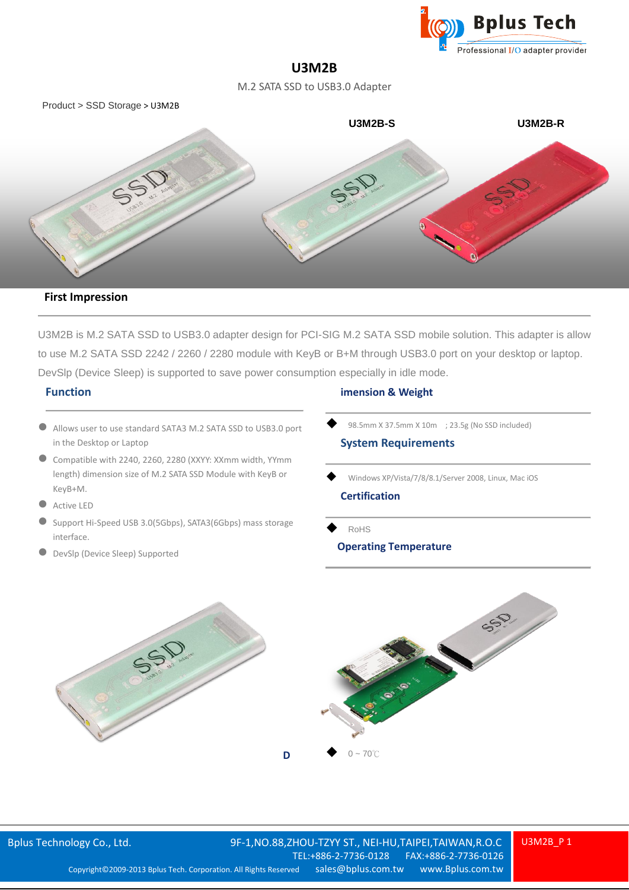# U3M2B

M.2 SATA SSD to USB3.0 Adapter

Product > SSD Storage > U3M2B

U3M2B-S

U3M2B-R

## First Impression

U3M2B is M.2 SATA SSD to USB3.0 adapter design for PCI-SIG M.2 SATA SSD mobile solution. This adapter is allow to use M.2 SATA SSD 2242 / 2260 / 2280 module with KeyB or B+M through USB3.0 port on your desktop or laptop. DevSlp (Device Sleep) is supported to save power consumption especially in idle mode.

## Function

- Allows user to use standard SATA3 M.2 SATA SSD to USB3.0 port in the Desktop or Laptop
- Compatible with 2240, 2260, 2280 (XXYY: XXmm width, YYmm length) dimension size of M.2 SATA SSD Module with KeyB or KeyB+M.
- Active LED
- Support Hi-Speed USB 3.0(5Gbps), SATA3(6Gbps) mass storage interface.
- DevSlp (Device Sleep) Supported

## D imension & Weight

- 98.5mm X 37.5mm X 10m ; 23.5g (No SSD included)

## System Requirements

- Windows XP/Vista/7/8/8.1/Server 2008, Linux, Mac iOS

## Certification

- RoHS

## Operating Temperature

- 0 ~ 70℃

Bplus Technology Co., Ltd. 9F-1,NO.88,ZHOU-TZYY ST., NEI-HU,TAIPEI,TAIWAN,R.O.C TEL:+886-2-7736-0128 FAX:+886-2-7736-0126 sales@bplus.com.tw www.Bplus.com.tw

Copyright©2009-2013 Bplus Tech. Corporation. All Rights Reserved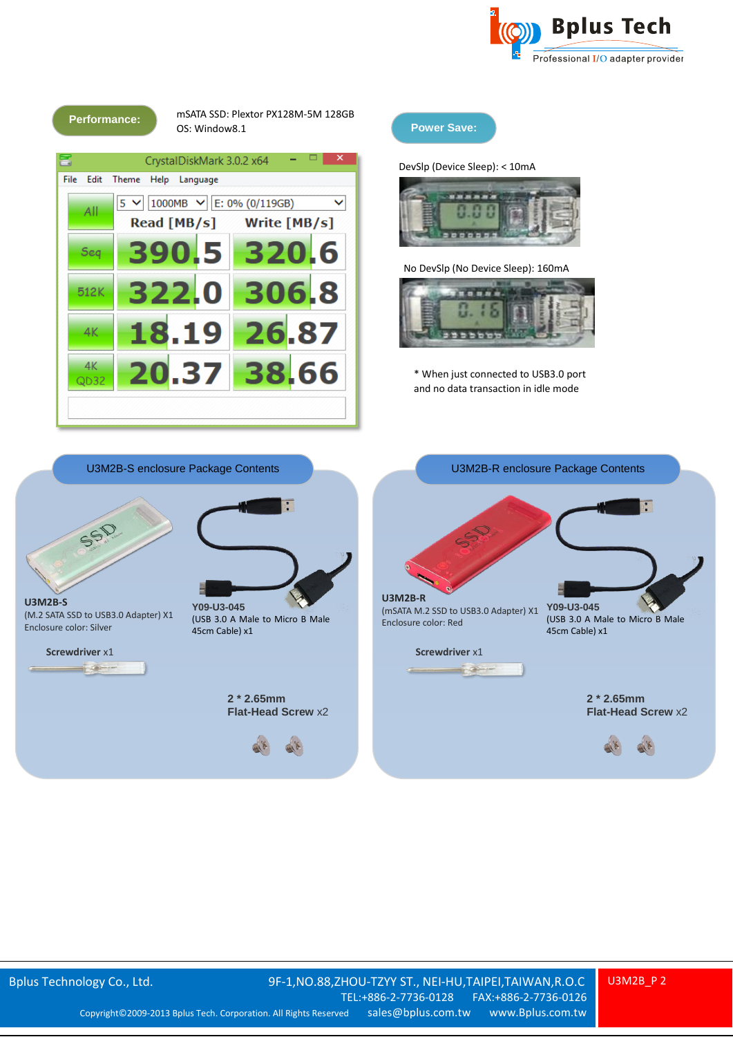## Performance:

mSATA SSD: Plextor PX128M-5M 128GB
OS: Window8.1

CrystalDiskMark 3.0.2 x64

File Edit Theme Help Language

All 5 1000MB E: 0% (0/119GB)

| | Read [MB/s] | Write [MB/s] |
|---|---|---|
| Seq | 390.5 | 320.6 |
| 512K | 322.0 | 306.8 |
| 4K | 18.19 | 26.87 |
| 4K QD32 | 20.37 | 38.66 |

## Power Save:

DevSlp (Device Sleep): < 10mA

No DevSlp (No Device Sleep): 160mA

* When just connected to USB3.0 port and no data transaction in idle mode

## U3M2B-S enclosure Package Contents

**U3M2B-S**
(M.2 SATA SSD to USB3.0 Adapter) X1
Enclosure color: Silver

**Y09-U3-045**
(USB 3.0 A Male to Micro B Male 45cm Cable) x1

**Screwdriver** x1

**2 * 2.65mm Flat-Head Screw** x2

## U3M2B-R enclosure Package Contents

**U3M2B-R**
(mSATA M.2 SSD to USB3.0 Adapter) X1
Enclosure color: Red

**Y09-U3-045**
(USB 3.0 A Male to Micro B Male 45cm Cable) x1

**Screwdriver** x1

**2 * 2.65mm Flat-Head Screw** x2

Bplus Technology Co., Ltd. 9F-1,NO.88,ZHOU-TZYY ST., NEI-HU,TAIPEI,TAIWAN,R.O.C
TEL:+886-2-7736-0128 FAX:+886-2-7736-0126
Copyright©2009-2013 Bplus Tech. Corporation. All Rights Reserved sales@bplus.com.tw www.Bplus.com.tw